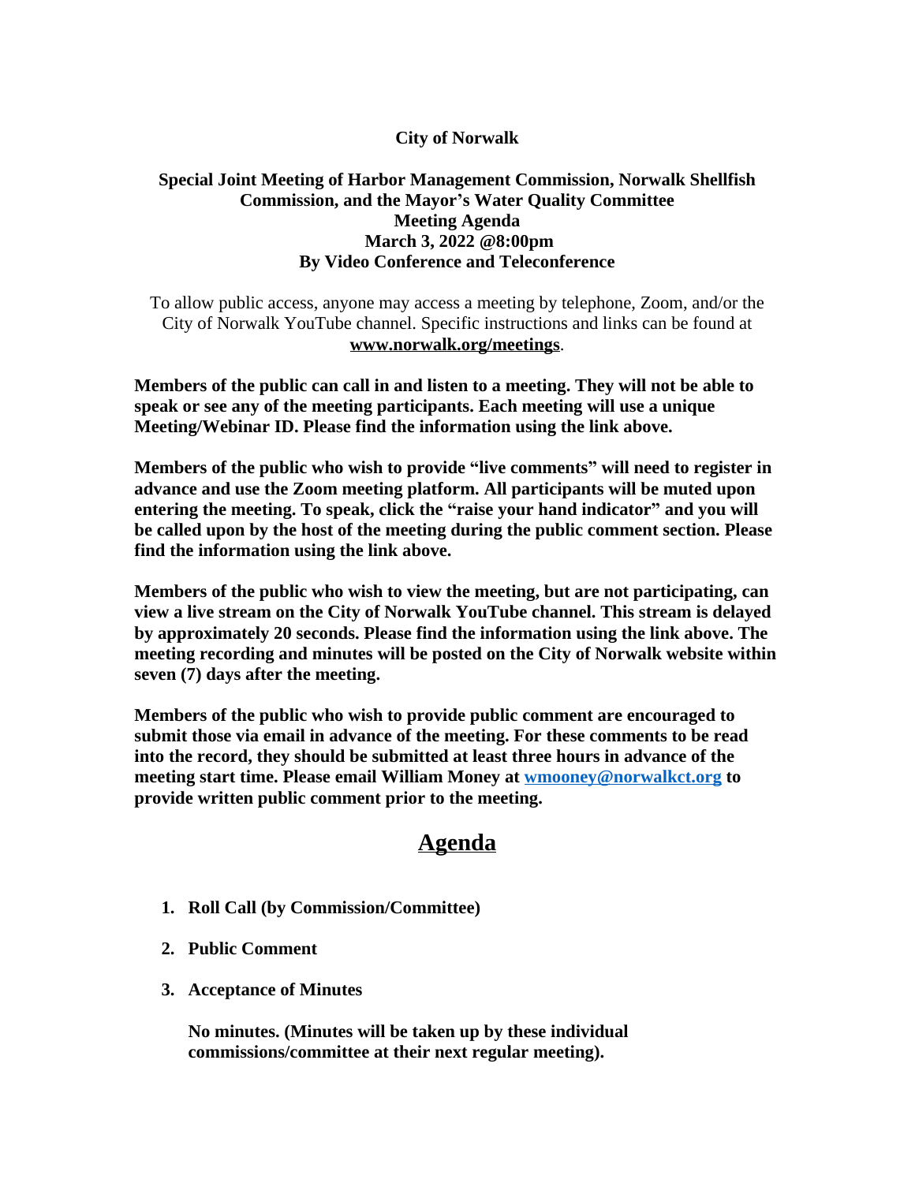**City of Norwalk**

**Special Joint Meeting of Harbor Management Commission, Norwalk Shellfish Commission, and the Mayor's Water Quality Committee**
**Meeting Agenda**
**March 3, 2022 @8:00pm**
**By Video Conference and Teleconference**

To allow public access, anyone may access a meeting by telephone, Zoom, and/or the City of Norwalk YouTube channel. Specific instructions and links can be found at **www.norwalk.org/meetings**.

**Members of the public can call in and listen to a meeting. They will not be able to speak or see any of the meeting participants. Each meeting will use a unique Meeting/Webinar ID. Please find the information using the link above.**

**Members of the public who wish to provide "live comments" will need to register in advance and use the Zoom meeting platform. All participants will be muted upon entering the meeting. To speak, click the "raise your hand indicator" and you will be called upon by the host of the meeting during the public comment section. Please find the information using the link above.**

**Members of the public who wish to view the meeting, but are not participating, can view a live stream on the City of Norwalk YouTube channel. This stream is delayed by approximately 20 seconds. Please find the information using the link above. The meeting recording and minutes will be posted on the City of Norwalk website within seven (7) days after the meeting.**

**Members of the public who wish to provide public comment are encouraged to submit those via email in advance of the meeting. For these comments to be read into the record, they should be submitted at least three hours in advance of the meeting start time. Please email William Money at wmooney@norwalkct.org to provide written public comment prior to the meeting.**

## Agenda

1. **Roll Call (by Commission/Committee)**

2. **Public Comment**

3. **Acceptance of Minutes**

   **No minutes. (Minutes will be taken up by these individual commissions/committee at their next regular meeting).**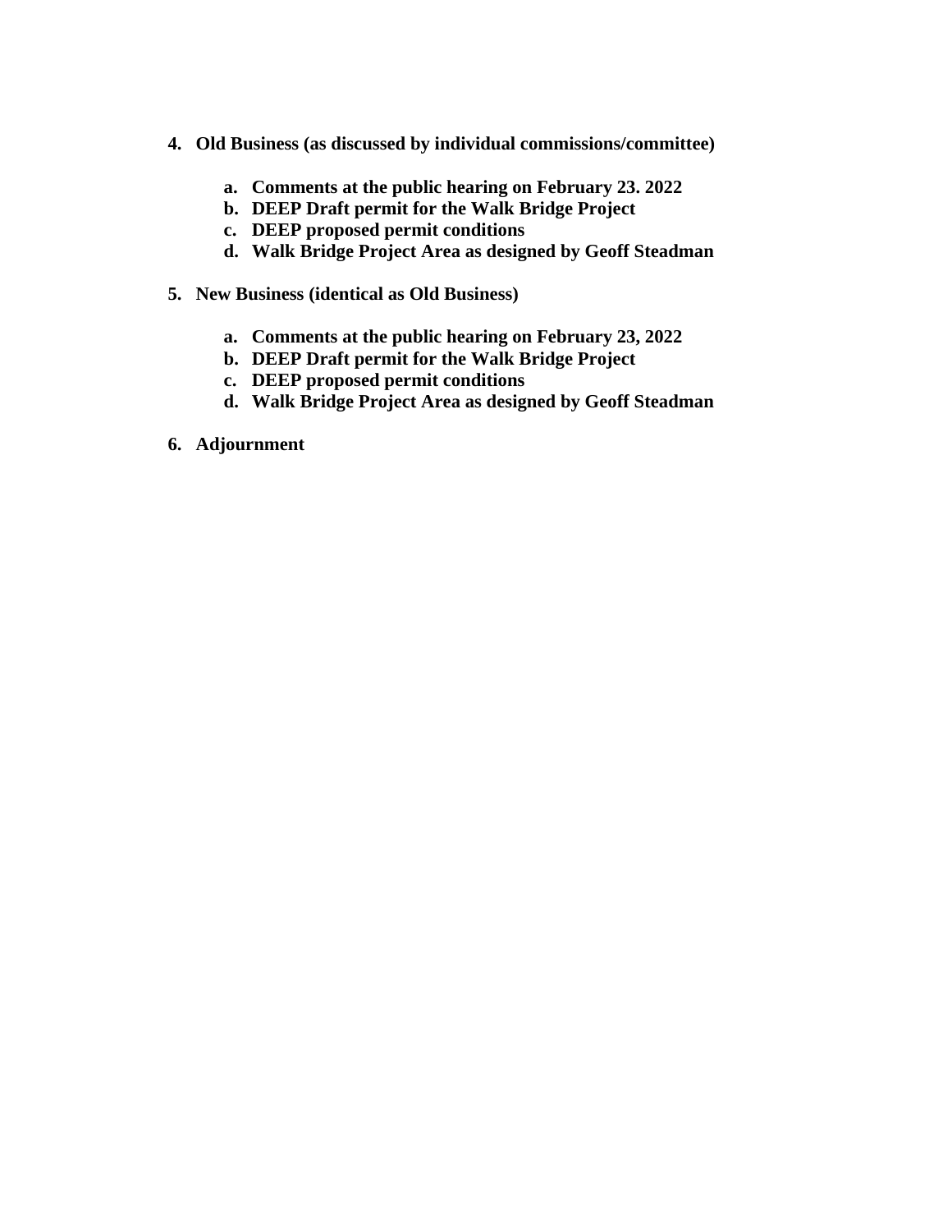4. **Old Business (as discussed by individual commissions/committee)**

    a. **Comments at the public hearing on February 23. 2022**
    b. **DEEP Draft permit for the Walk Bridge Project**
    c. **DEEP proposed permit conditions**
    d. **Walk Bridge Project Area as designed by Geoff Steadman**

5. **New Business (identical as Old Business)**

    a. **Comments at the public hearing on February 23, 2022**
    b. **DEEP Draft permit for the Walk Bridge Project**
    c. **DEEP proposed permit conditions**
    d. **Walk Bridge Project Area as designed by Geoff Steadman**

6. **Adjournment**